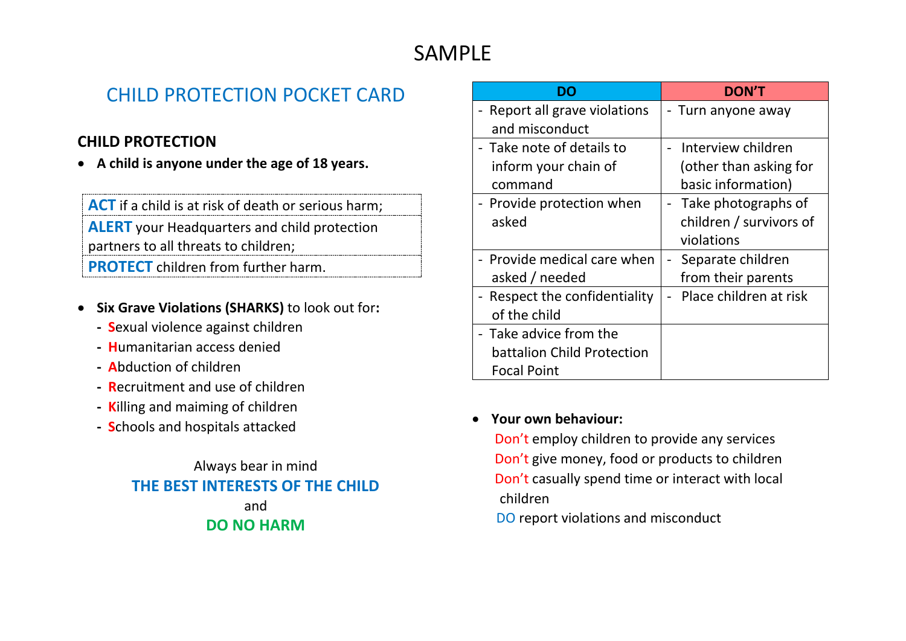# SAMPLE

## CHILD PROTECTION POCKET CARD

### CHILD PROTECTION

- **A child is anyone under the age of 18 years.**

| |
|---|
| **ACT** if a child is at risk of death or serious harm; |
| **ALERT** your Headquarters and child protection partners to all threats to children; |
| **PROTECT** children from further harm. |

- **Six Grave Violations (SHARKS)** to look out for:
  - **S**exual violence against children
  - **H**umanitarian access denied
  - **A**bduction of children
  - **R**ecruitment and use of children
  - **K**illing and maiming of children
  - **S**chools and hospitals attacked

Always bear in mind

**THE BEST INTERESTS OF THE CHILD**

and

**DO NO HARM**

| DO | DON'T |
|---|---|
| - Report all grave violations and misconduct | - Turn anyone away |
| - Take note of details to inform your chain of command | - Interview children (other than asking for basic information) |
| - Provide protection when asked | - Take photographs of children / survivors of violations |
| - Provide medical care when asked / needed | - Separate children from their parents |
| - Respect the confidentiality of the child | - Place children at risk |
| - Take advice from the battalion Child Protection Focal Point | |

- **Your own behaviour:**

  Don't employ children to provide any services

  Don't give money, food or products to children

  Don't casually spend time or interact with local children

  DO report violations and misconduct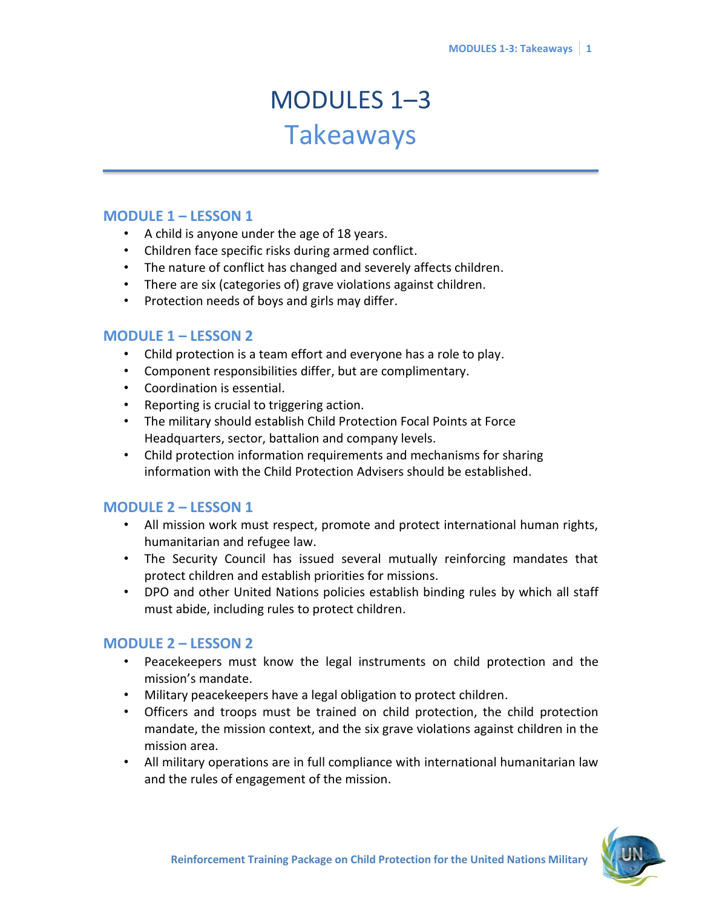# MODULES 1–3

## Takeaways

### MODULE 1 – LESSON 1

- A child is anyone under the age of 18 years.
- Children face specific risks during armed conflict.
- The nature of conflict has changed and severely affects children.
- There are six (categories of) grave violations against children.
- Protection needs of boys and girls may differ.

### MODULE 1 – LESSON 2

- Child protection is a team effort and everyone has a role to play.
- Component responsibilities differ, but are complimentary.
- Coordination is essential.
- Reporting is crucial to triggering action.
- The military should establish Child Protection Focal Points at Force Headquarters, sector, battalion and company levels.
- Child protection information requirements and mechanisms for sharing information with the Child Protection Advisers should be established.

### MODULE 2 – LESSON 1

- All mission work must respect, promote and protect international human rights, humanitarian and refugee law.
- The Security Council has issued several mutually reinforcing mandates that protect children and establish priorities for missions.
- DPO and other United Nations policies establish binding rules by which all staff must abide, including rules to protect children.

### MODULE 2 – LESSON 2

- Peacekeepers must know the legal instruments on child protection and the mission's mandate.
- Military peacekeepers have a legal obligation to protect children.
- Officers and troops must be trained on child protection, the child protection mandate, the mission context, and the six grave violations against children in the mission area.
- All military operations are in full compliance with international humanitarian law and the rules of engagement of the mission.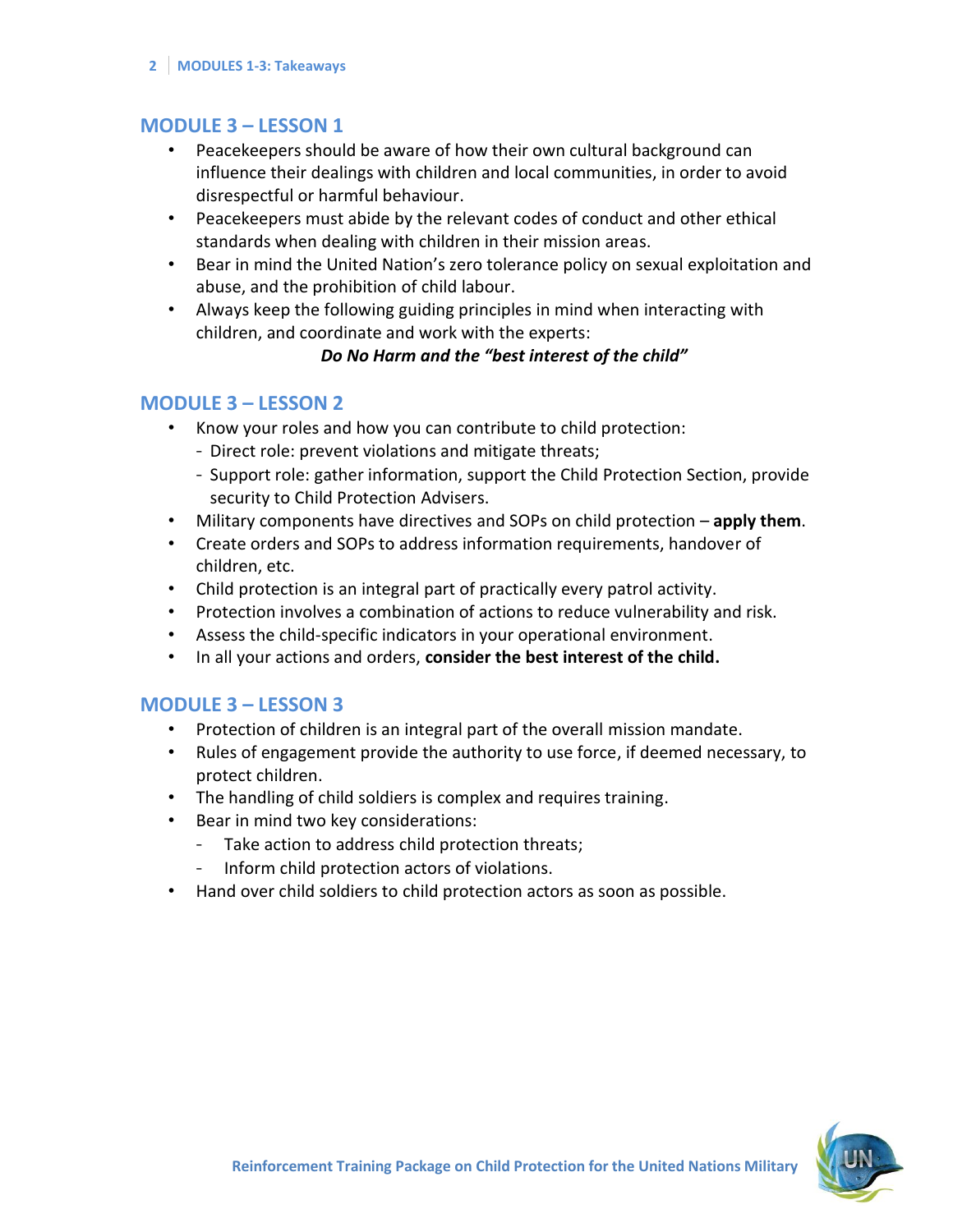## MODULE 3 – LESSON 1

- Peacekeepers should be aware of how their own cultural background can influence their dealings with children and local communities, in order to avoid disrespectful or harmful behaviour.
- Peacekeepers must abide by the relevant codes of conduct and other ethical standards when dealing with children in their mission areas.
- Bear in mind the United Nation's zero tolerance policy on sexual exploitation and abuse, and the prohibition of child labour.
- Always keep the following guiding principles in mind when interacting with children, and coordinate and work with the experts:

  ***Do No Harm and the "best interest of the child"***

## MODULE 3 – LESSON 2

- Know your roles and how you can contribute to child protection:
  - Direct role: prevent violations and mitigate threats;
  - Support role: gather information, support the Child Protection Section, provide security to Child Protection Advisers.
- Military components have directives and SOPs on child protection – **apply them**.
- Create orders and SOPs to address information requirements, handover of children, etc.
- Child protection is an integral part of practically every patrol activity.
- Protection involves a combination of actions to reduce vulnerability and risk.
- Assess the child-specific indicators in your operational environment.
- In all your actions and orders, **consider the best interest of the child.**

## MODULE 3 – LESSON 3

- Protection of children is an integral part of the overall mission mandate.
- Rules of engagement provide the authority to use force, if deemed necessary, to protect children.
- The handling of child soldiers is complex and requires training.
- Bear in mind two key considerations:
  - Take action to address child protection threats;
  - Inform child protection actors of violations.
- Hand over child soldiers to child protection actors as soon as possible.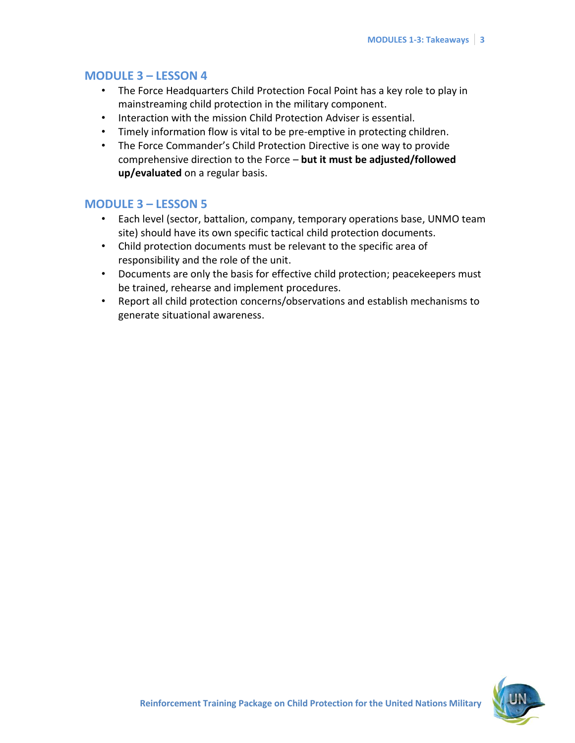## MODULE 3 – LESSON 4

- The Force Headquarters Child Protection Focal Point has a key role to play in mainstreaming child protection in the military component.
- Interaction with the mission Child Protection Adviser is essential.
- Timely information flow is vital to be pre-emptive in protecting children.
- The Force Commander's Child Protection Directive is one way to provide comprehensive direction to the Force – **but it must be adjusted/followed up/evaluated** on a regular basis.

## MODULE 3 – LESSON 5

- Each level (sector, battalion, company, temporary operations base, UNMO team site) should have its own specific tactical child protection documents.
- Child protection documents must be relevant to the specific area of responsibility and the role of the unit.
- Documents are only the basis for effective child protection; peacekeepers must be trained, rehearse and implement procedures.
- Report all child protection concerns/observations and establish mechanisms to generate situational awareness.